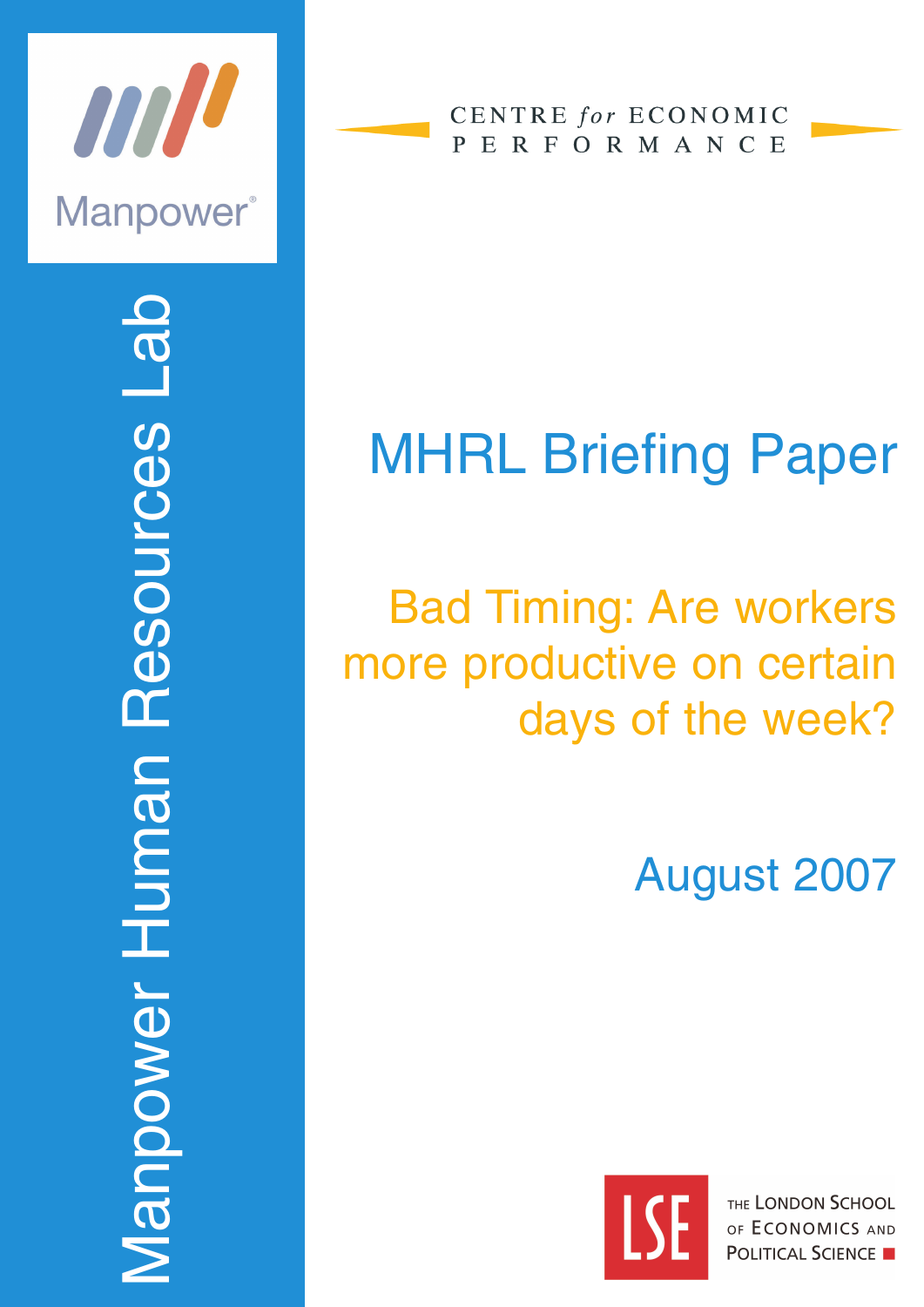Manpower

Manpower Human Resources Lab

CENTRE *for* ECONOMIC PERFORMANCE

# MHRL Briefing Paper

## Bad Timing: Are workers more productive on certain days of the week?

August 2007

LSE

THE LONDON SCHOOL OF ECONOMICS AND POLITICAL SCIENCE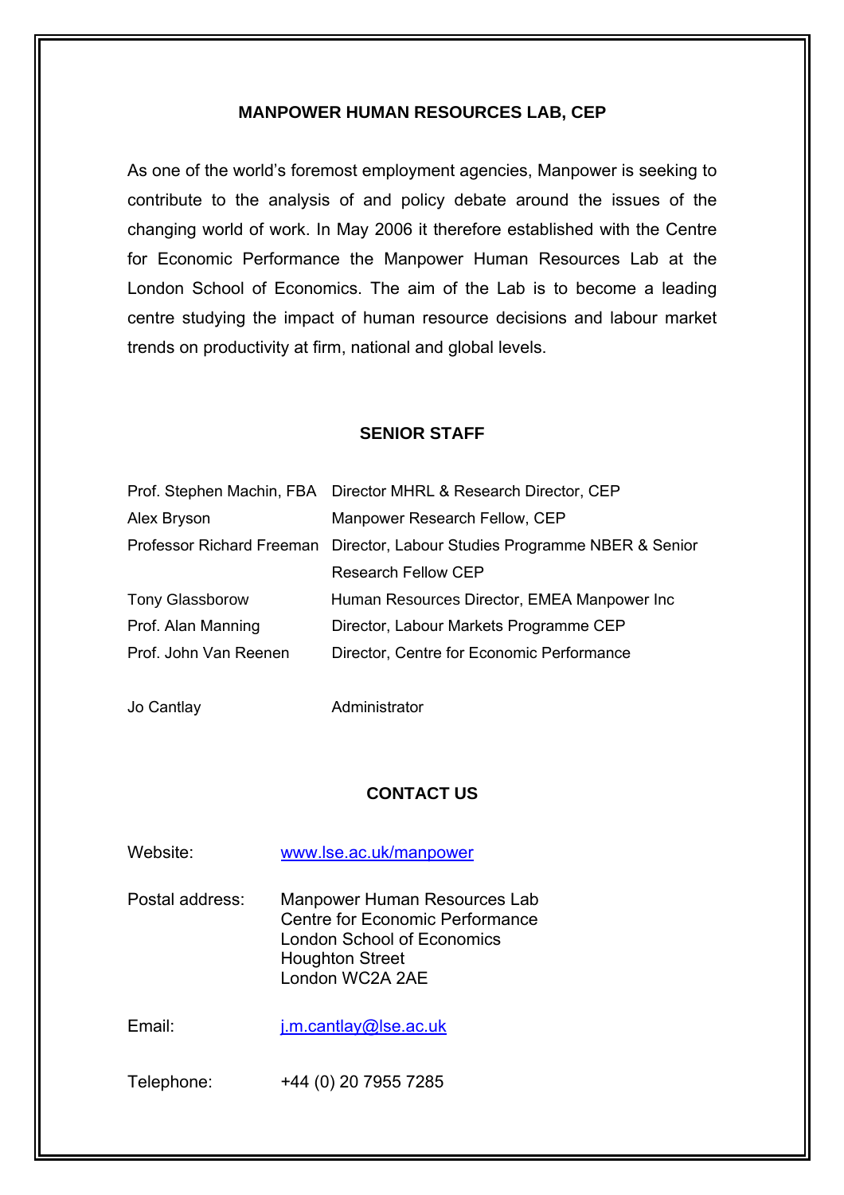## MANPOWER HUMAN RESOURCES LAB, CEP

As one of the world's foremost employment agencies, Manpower is seeking to contribute to the analysis of and policy debate around the issues of the changing world of work. In May 2006 it therefore established with the Centre for Economic Performance the Manpower Human Resources Lab at the London School of Economics. The aim of the Lab is to become a leading centre studying the impact of human resource decisions and labour market trends on productivity at firm, national and global levels.

## SENIOR STAFF

| | |
|---|---|
| Prof. Stephen Machin, FBA | Director MHRL & Research Director, CEP |
| Alex Bryson | Manpower Research Fellow, CEP |
| Professor Richard Freeman | Director, Labour Studies Programme NBER & Senior Research Fellow CEP |
| Tony Glassborow | Human Resources Director, EMEA Manpower Inc |
| Prof. Alan Manning | Director, Labour Markets Programme CEP |
| Prof. John Van Reenen | Director, Centre for Economic Performance |
| Jo Cantlay | Administrator |

## CONTACT US

Website: www.lse.ac.uk/manpower

Postal address:
Manpower Human Resources Lab
Centre for Economic Performance
London School of Economics
Houghton Street
London WC2A 2AE

Email: j.m.cantlay@lse.ac.uk

Telephone: +44 (0) 20 7955 7285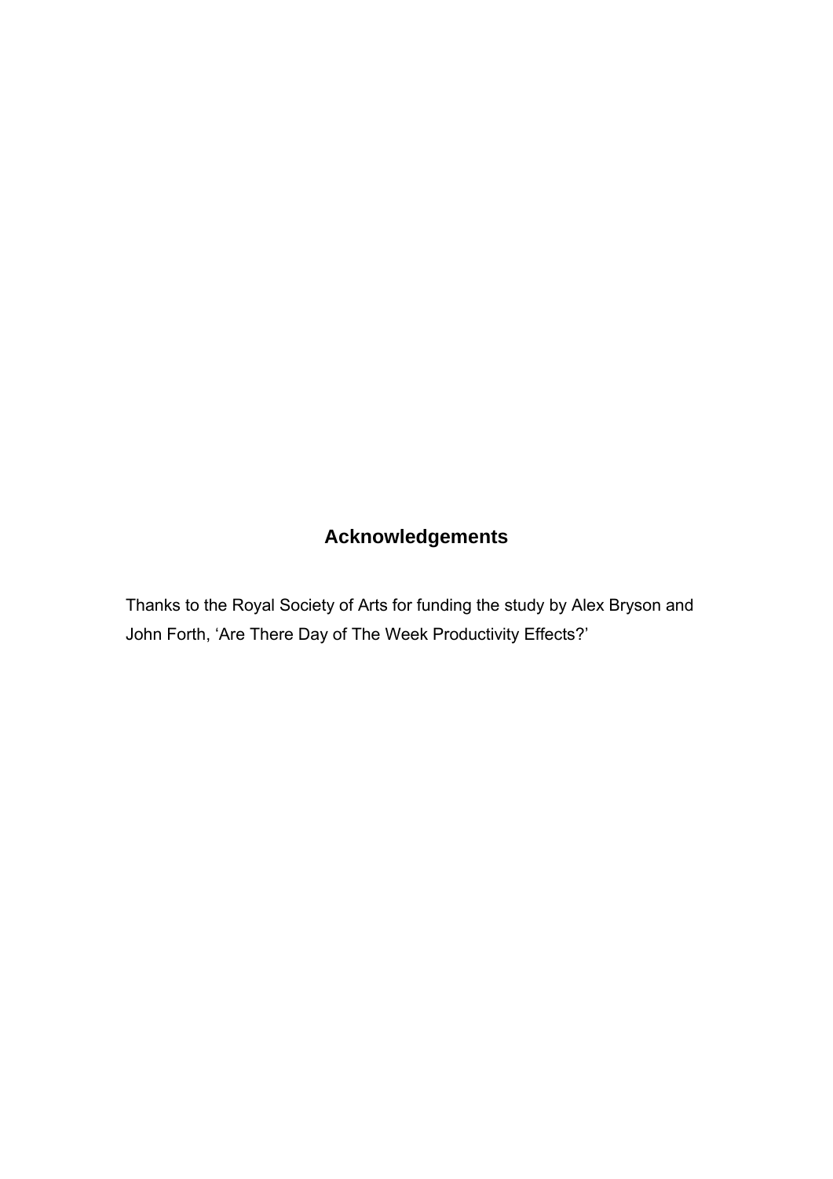## Acknowledgements

Thanks to the Royal Society of Arts for funding the study by Alex Bryson and John Forth, 'Are There Day of The Week Productivity Effects?'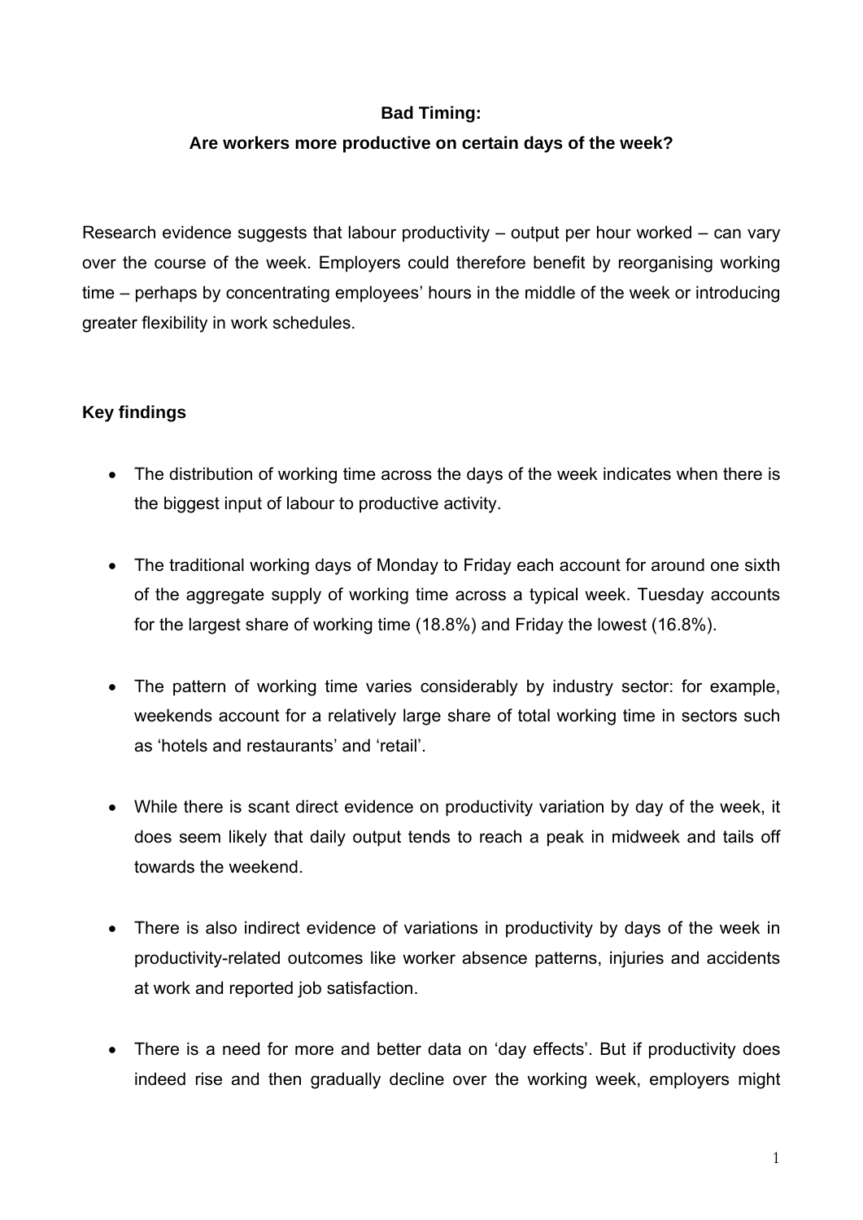**Bad Timing:**

**Are workers more productive on certain days of the week?**

Research evidence suggests that labour productivity – output per hour worked – can vary over the course of the week. Employers could therefore benefit by reorganising working time – perhaps by concentrating employees' hours in the middle of the week or introducing greater flexibility in work schedules.

## Key findings

- The distribution of working time across the days of the week indicates when there is the biggest input of labour to productive activity.
- The traditional working days of Monday to Friday each account for around one sixth of the aggregate supply of working time across a typical week. Tuesday accounts for the largest share of working time (18.8%) and Friday the lowest (16.8%).
- The pattern of working time varies considerably by industry sector: for example, weekends account for a relatively large share of total working time in sectors such as 'hotels and restaurants' and 'retail'.
- While there is scant direct evidence on productivity variation by day of the week, it does seem likely that daily output tends to reach a peak in midweek and tails off towards the weekend.
- There is also indirect evidence of variations in productivity by days of the week in productivity-related outcomes like worker absence patterns, injuries and accidents at work and reported job satisfaction.
- There is a need for more and better data on 'day effects'. But if productivity does indeed rise and then gradually decline over the working week, employers might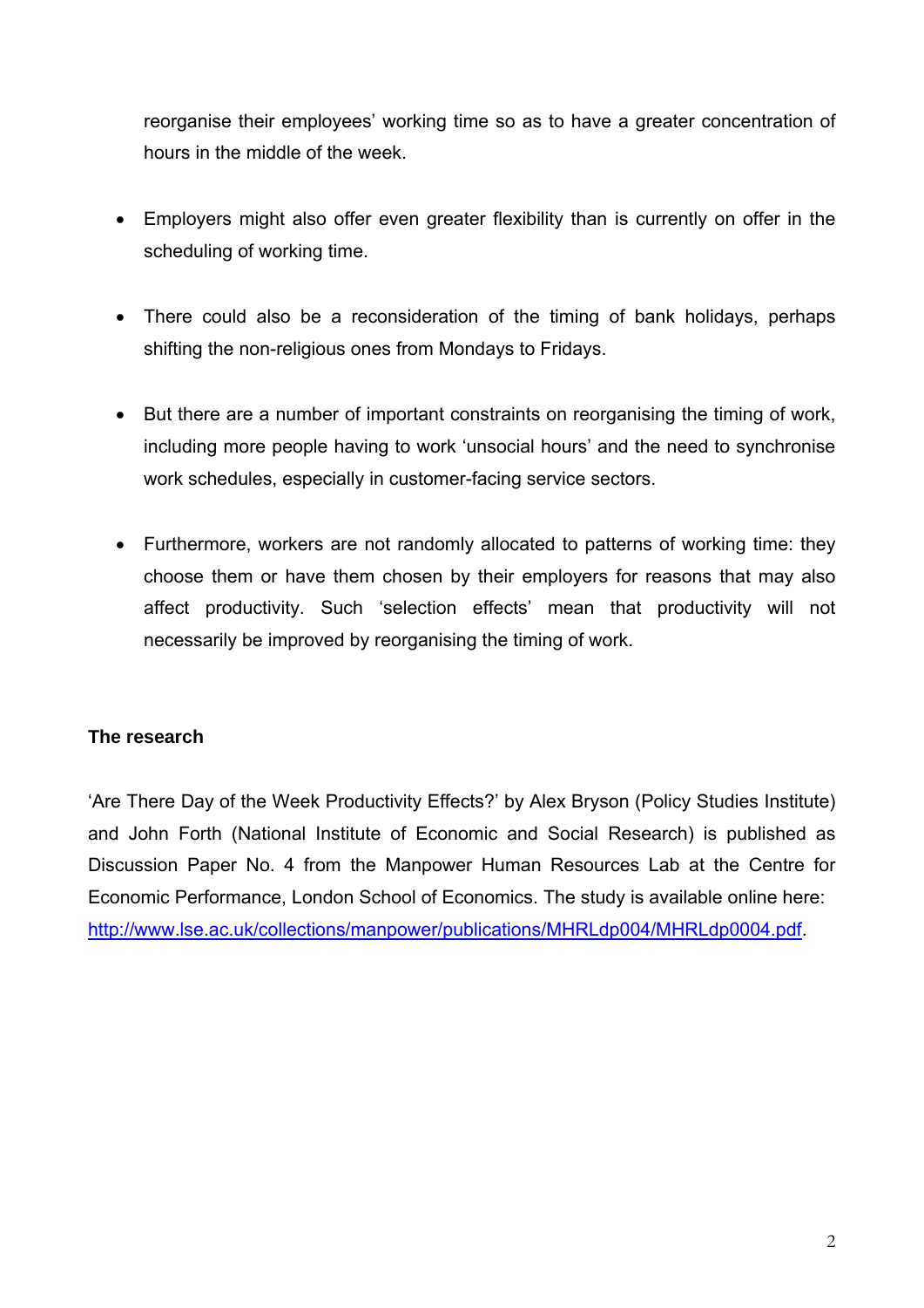reorganise their employees' working time so as to have a greater concentration of hours in the middle of the week.

- Employers might also offer even greater flexibility than is currently on offer in the scheduling of working time.

- There could also be a reconsideration of the timing of bank holidays, perhaps shifting the non-religious ones from Mondays to Fridays.

- But there are a number of important constraints on reorganising the timing of work, including more people having to work 'unsocial hours' and the need to synchronise work schedules, especially in customer-facing service sectors.

- Furthermore, workers are not randomly allocated to patterns of working time: they choose them or have them chosen by their employers for reasons that may also affect productivity. Such 'selection effects' mean that productivity will not necessarily be improved by reorganising the timing of work.

**The research**

'Are There Day of the Week Productivity Effects?' by Alex Bryson (Policy Studies Institute) and John Forth (National Institute of Economic and Social Research) is published as Discussion Paper No. 4 from the Manpower Human Resources Lab at the Centre for Economic Performance, London School of Economics. The study is available online here: http://www.lse.ac.uk/collections/manpower/publications/MHRLdp004/MHRLdp0004.pdf.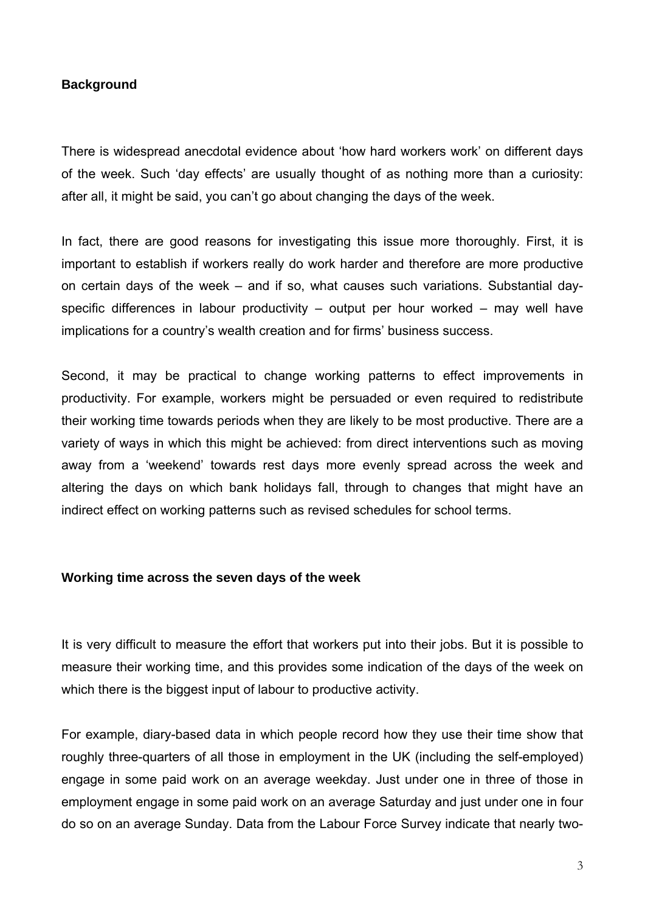## Background

There is widespread anecdotal evidence about 'how hard workers work' on different days of the week. Such 'day effects' are usually thought of as nothing more than a curiosity: after all, it might be said, you can't go about changing the days of the week.

In fact, there are good reasons for investigating this issue more thoroughly. First, it is important to establish if workers really do work harder and therefore are more productive on certain days of the week – and if so, what causes such variations. Substantial day-specific differences in labour productivity – output per hour worked – may well have implications for a country's wealth creation and for firms' business success.

Second, it may be practical to change working patterns to effect improvements in productivity. For example, workers might be persuaded or even required to redistribute their working time towards periods when they are likely to be most productive. There are a variety of ways in which this might be achieved: from direct interventions such as moving away from a 'weekend' towards rest days more evenly spread across the week and altering the days on which bank holidays fall, through to changes that might have an indirect effect on working patterns such as revised schedules for school terms.

## Working time across the seven days of the week

It is very difficult to measure the effort that workers put into their jobs. But it is possible to measure their working time, and this provides some indication of the days of the week on which there is the biggest input of labour to productive activity.

For example, diary-based data in which people record how they use their time show that roughly three-quarters of all those in employment in the UK (including the self-employed) engage in some paid work on an average weekday. Just under one in three of those in employment engage in some paid work on an average Saturday and just under one in four do so on an average Sunday. Data from the Labour Force Survey indicate that nearly two-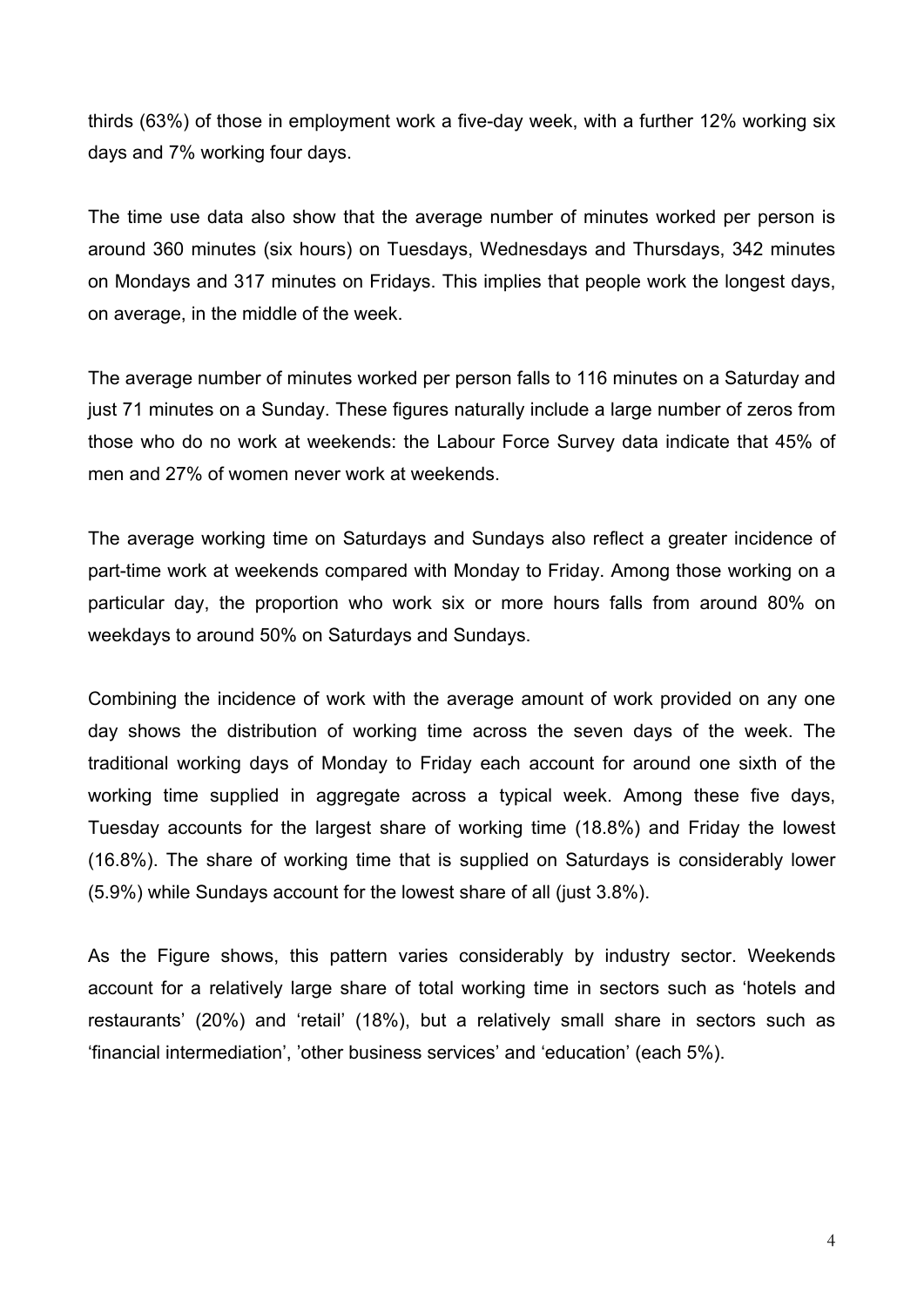thirds (63%) of those in employment work a five-day week, with a further 12% working six days and 7% working four days.

The time use data also show that the average number of minutes worked per person is around 360 minutes (six hours) on Tuesdays, Wednesdays and Thursdays, 342 minutes on Mondays and 317 minutes on Fridays. This implies that people work the longest days, on average, in the middle of the week.

The average number of minutes worked per person falls to 116 minutes on a Saturday and just 71 minutes on a Sunday. These figures naturally include a large number of zeros from those who do no work at weekends: the Labour Force Survey data indicate that 45% of men and 27% of women never work at weekends.

The average working time on Saturdays and Sundays also reflect a greater incidence of part-time work at weekends compared with Monday to Friday. Among those working on a particular day, the proportion who work six or more hours falls from around 80% on weekdays to around 50% on Saturdays and Sundays.

Combining the incidence of work with the average amount of work provided on any one day shows the distribution of working time across the seven days of the week. The traditional working days of Monday to Friday each account for around one sixth of the working time supplied in aggregate across a typical week. Among these five days, Tuesday accounts for the largest share of working time (18.8%) and Friday the lowest (16.8%). The share of working time that is supplied on Saturdays is considerably lower (5.9%) while Sundays account for the lowest share of all (just 3.8%).

As the Figure shows, this pattern varies considerably by industry sector. Weekends account for a relatively large share of total working time in sectors such as 'hotels and restaurants' (20%) and 'retail' (18%), but a relatively small share in sectors such as 'financial intermediation', 'other business services' and 'education' (each 5%).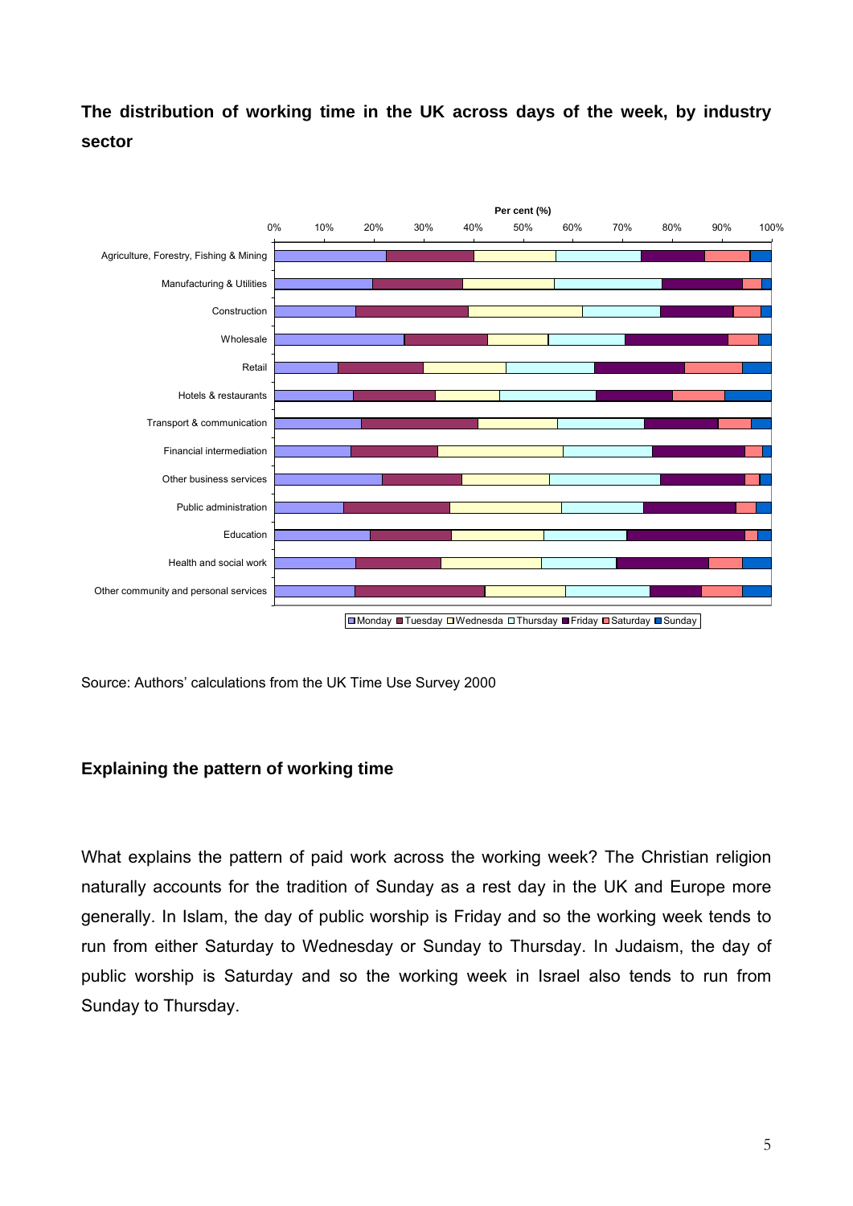**The distribution of working time in the UK across days of the week, by industry sector**

Source: Authors' calculations from the UK Time Use Survey 2000

## Explaining the pattern of working time

What explains the pattern of paid work across the working week? The Christian religion naturally accounts for the tradition of Sunday as a rest day in the UK and Europe more generally. In Islam, the day of public worship is Friday and so the working week tends to run from either Saturday to Wednesday or Sunday to Thursday. In Judaism, the day of public worship is Saturday and so the working week in Israel also tends to run from Sunday to Thursday.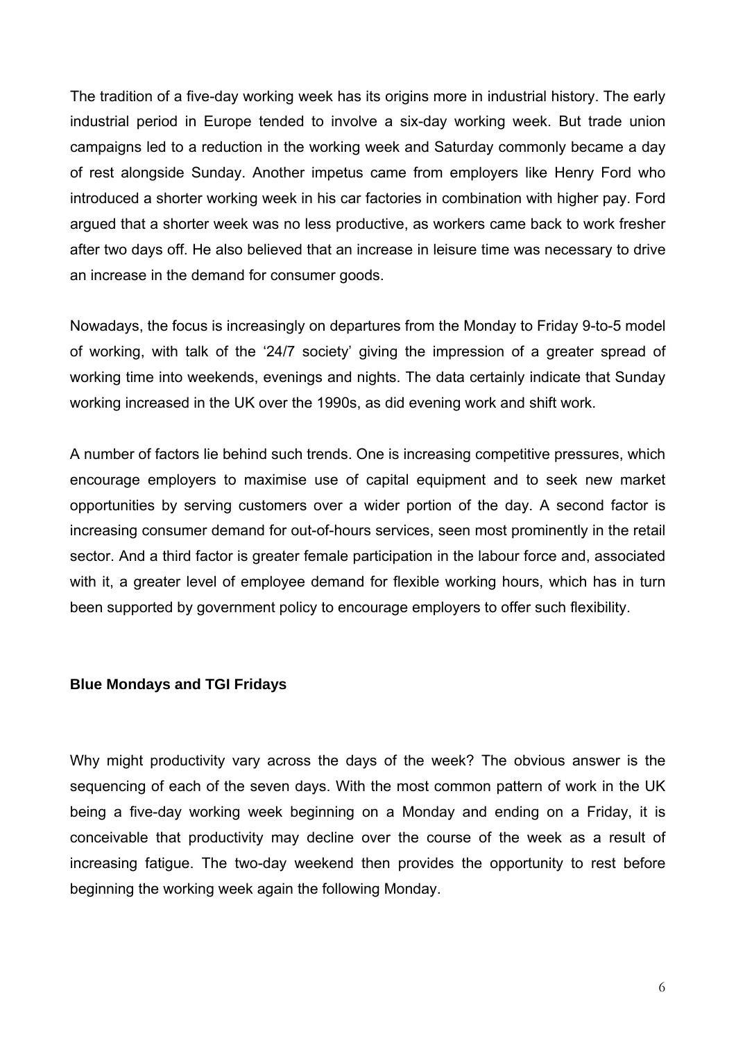The tradition of a five-day working week has its origins more in industrial history. The early industrial period in Europe tended to involve a six-day working week. But trade union campaigns led to a reduction in the working week and Saturday commonly became a day of rest alongside Sunday. Another impetus came from employers like Henry Ford who introduced a shorter working week in his car factories in combination with higher pay. Ford argued that a shorter week was no less productive, as workers came back to work fresher after two days off. He also believed that an increase in leisure time was necessary to drive an increase in the demand for consumer goods.

Nowadays, the focus is increasingly on departures from the Monday to Friday 9-to-5 model of working, with talk of the '24/7 society' giving the impression of a greater spread of working time into weekends, evenings and nights. The data certainly indicate that Sunday working increased in the UK over the 1990s, as did evening work and shift work.

A number of factors lie behind such trends. One is increasing competitive pressures, which encourage employers to maximise use of capital equipment and to seek new market opportunities by serving customers over a wider portion of the day. A second factor is increasing consumer demand for out-of-hours services, seen most prominently in the retail sector. And a third factor is greater female participation in the labour force and, associated with it, a greater level of employee demand for flexible working hours, which has in turn been supported by government policy to encourage employers to offer such flexibility.

## Blue Mondays and TGI Fridays

Why might productivity vary across the days of the week? The obvious answer is the sequencing of each of the seven days. With the most common pattern of work in the UK being a five-day working week beginning on a Monday and ending on a Friday, it is conceivable that productivity may decline over the course of the week as a result of increasing fatigue. The two-day weekend then provides the opportunity to rest before beginning the working week again the following Monday.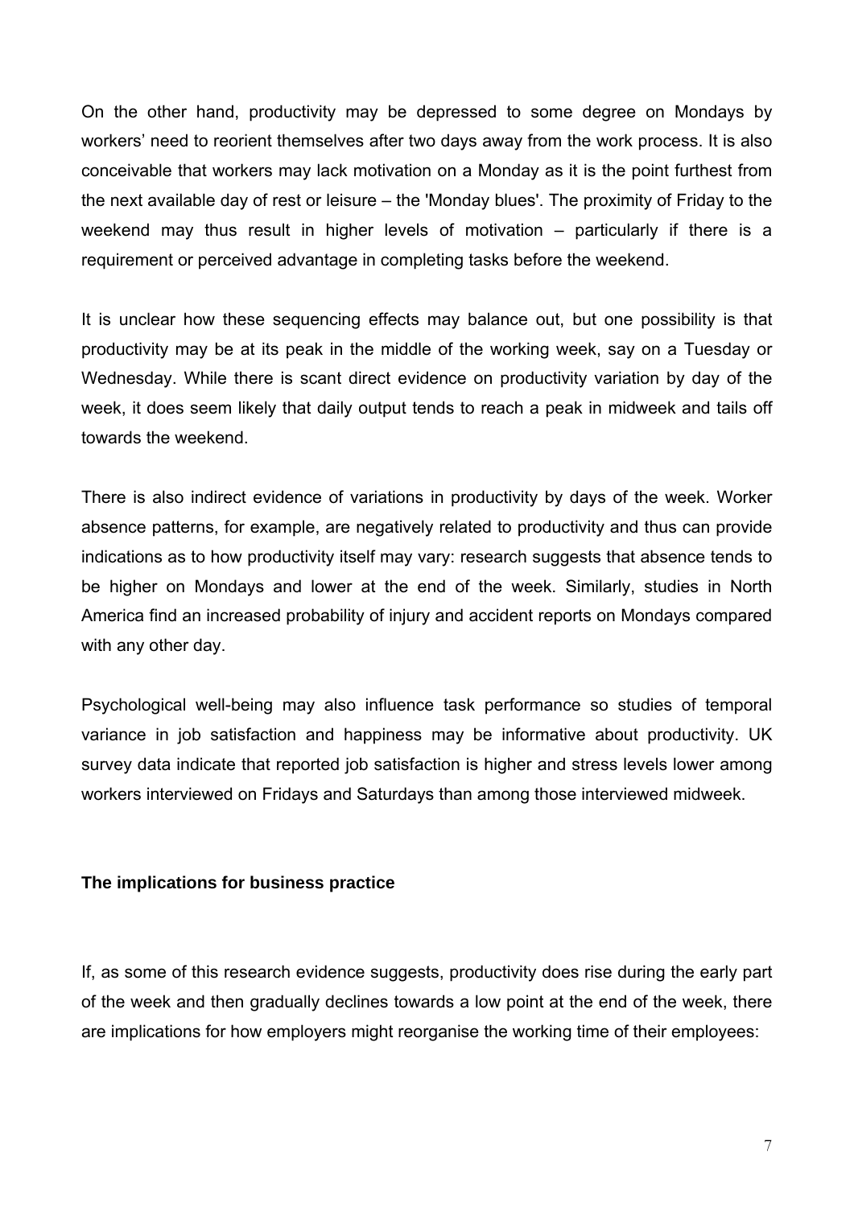On the other hand, productivity may be depressed to some degree on Mondays by workers' need to reorient themselves after two days away from the work process. It is also conceivable that workers may lack motivation on a Monday as it is the point furthest from the next available day of rest or leisure – the 'Monday blues'. The proximity of Friday to the weekend may thus result in higher levels of motivation – particularly if there is a requirement or perceived advantage in completing tasks before the weekend.

It is unclear how these sequencing effects may balance out, but one possibility is that productivity may be at its peak in the middle of the working week, say on a Tuesday or Wednesday. While there is scant direct evidence on productivity variation by day of the week, it does seem likely that daily output tends to reach a peak in midweek and tails off towards the weekend.

There is also indirect evidence of variations in productivity by days of the week. Worker absence patterns, for example, are negatively related to productivity and thus can provide indications as to how productivity itself may vary: research suggests that absence tends to be higher on Mondays and lower at the end of the week. Similarly, studies in North America find an increased probability of injury and accident reports on Mondays compared with any other day.

Psychological well-being may also influence task performance so studies of temporal variance in job satisfaction and happiness may be informative about productivity. UK survey data indicate that reported job satisfaction is higher and stress levels lower among workers interviewed on Fridays and Saturdays than among those interviewed midweek.

### The implications for business practice

If, as some of this research evidence suggests, productivity does rise during the early part of the week and then gradually declines towards a low point at the end of the week, there are implications for how employers might reorganise the working time of their employees: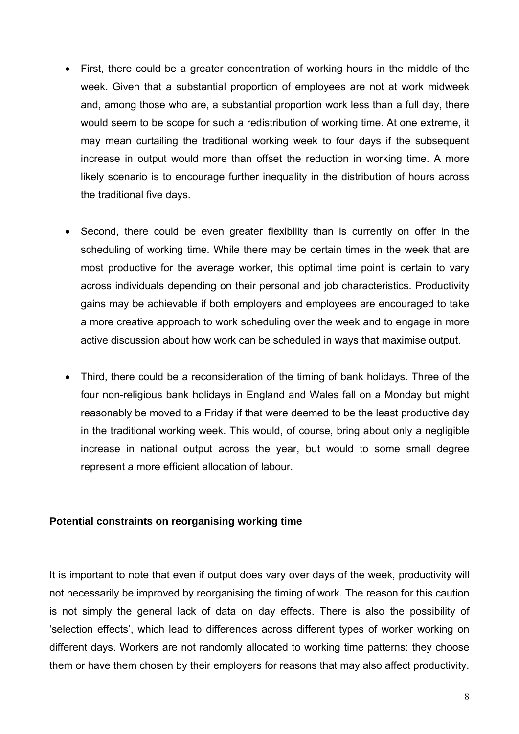- First, there could be a greater concentration of working hours in the middle of the week. Given that a substantial proportion of employees are not at work midweek and, among those who are, a substantial proportion work less than a full day, there would seem to be scope for such a redistribution of working time. At one extreme, it may mean curtailing the traditional working week to four days if the subsequent increase in output would more than offset the reduction in working time. A more likely scenario is to encourage further inequality in the distribution of hours across the traditional five days.

- Second, there could be even greater flexibility than is currently on offer in the scheduling of working time. While there may be certain times in the week that are most productive for the average worker, this optimal time point is certain to vary across individuals depending on their personal and job characteristics. Productivity gains may be achievable if both employers and employees are encouraged to take a more creative approach to work scheduling over the week and to engage in more active discussion about how work can be scheduled in ways that maximise output.

- Third, there could be a reconsideration of the timing of bank holidays. Three of the four non-religious bank holidays in England and Wales fall on a Monday but might reasonably be moved to a Friday if that were deemed to be the least productive day in the traditional working week. This would, of course, bring about only a negligible increase in national output across the year, but would to some small degree represent a more efficient allocation of labour.

**Potential constraints on reorganising working time**

It is important to note that even if output does vary over days of the week, productivity will not necessarily be improved by reorganising the timing of work. The reason for this caution is not simply the general lack of data on day effects. There is also the possibility of 'selection effects', which lead to differences across different types of worker working on different days. Workers are not randomly allocated to working time patterns: they choose them or have them chosen by their employers for reasons that may also affect productivity.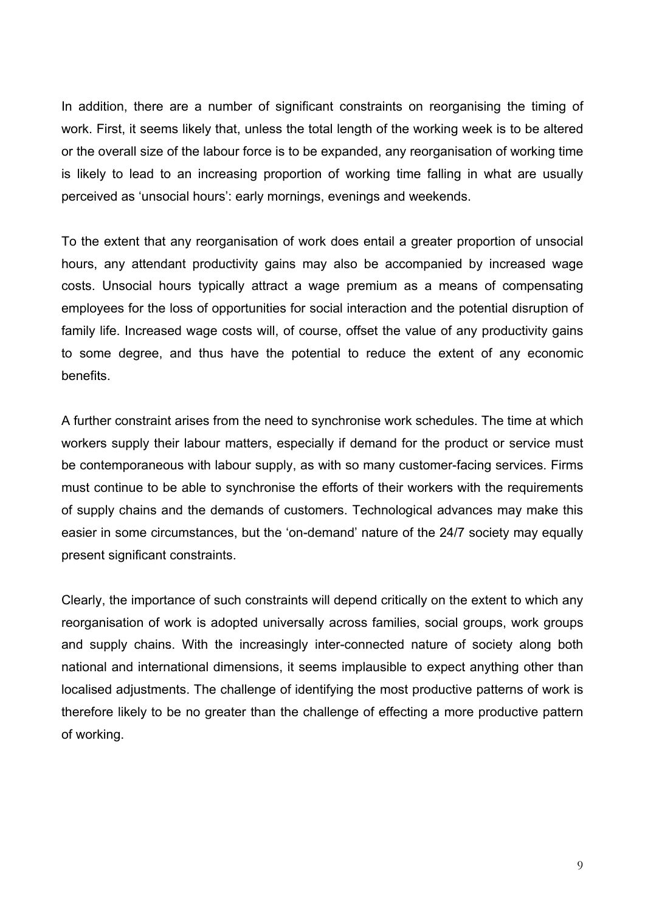In addition, there are a number of significant constraints on reorganising the timing of work. First, it seems likely that, unless the total length of the working week is to be altered or the overall size of the labour force is to be expanded, any reorganisation of working time is likely to lead to an increasing proportion of working time falling in what are usually perceived as 'unsocial hours': early mornings, evenings and weekends.

To the extent that any reorganisation of work does entail a greater proportion of unsocial hours, any attendant productivity gains may also be accompanied by increased wage costs. Unsocial hours typically attract a wage premium as a means of compensating employees for the loss of opportunities for social interaction and the potential disruption of family life. Increased wage costs will, of course, offset the value of any productivity gains to some degree, and thus have the potential to reduce the extent of any economic benefits.

A further constraint arises from the need to synchronise work schedules. The time at which workers supply their labour matters, especially if demand for the product or service must be contemporaneous with labour supply, as with so many customer-facing services. Firms must continue to be able to synchronise the efforts of their workers with the requirements of supply chains and the demands of customers. Technological advances may make this easier in some circumstances, but the 'on-demand' nature of the 24/7 society may equally present significant constraints.

Clearly, the importance of such constraints will depend critically on the extent to which any reorganisation of work is adopted universally across families, social groups, work groups and supply chains. With the increasingly inter-connected nature of society along both national and international dimensions, it seems implausible to expect anything other than localised adjustments. The challenge of identifying the most productive patterns of work is therefore likely to be no greater than the challenge of effecting a more productive pattern of working.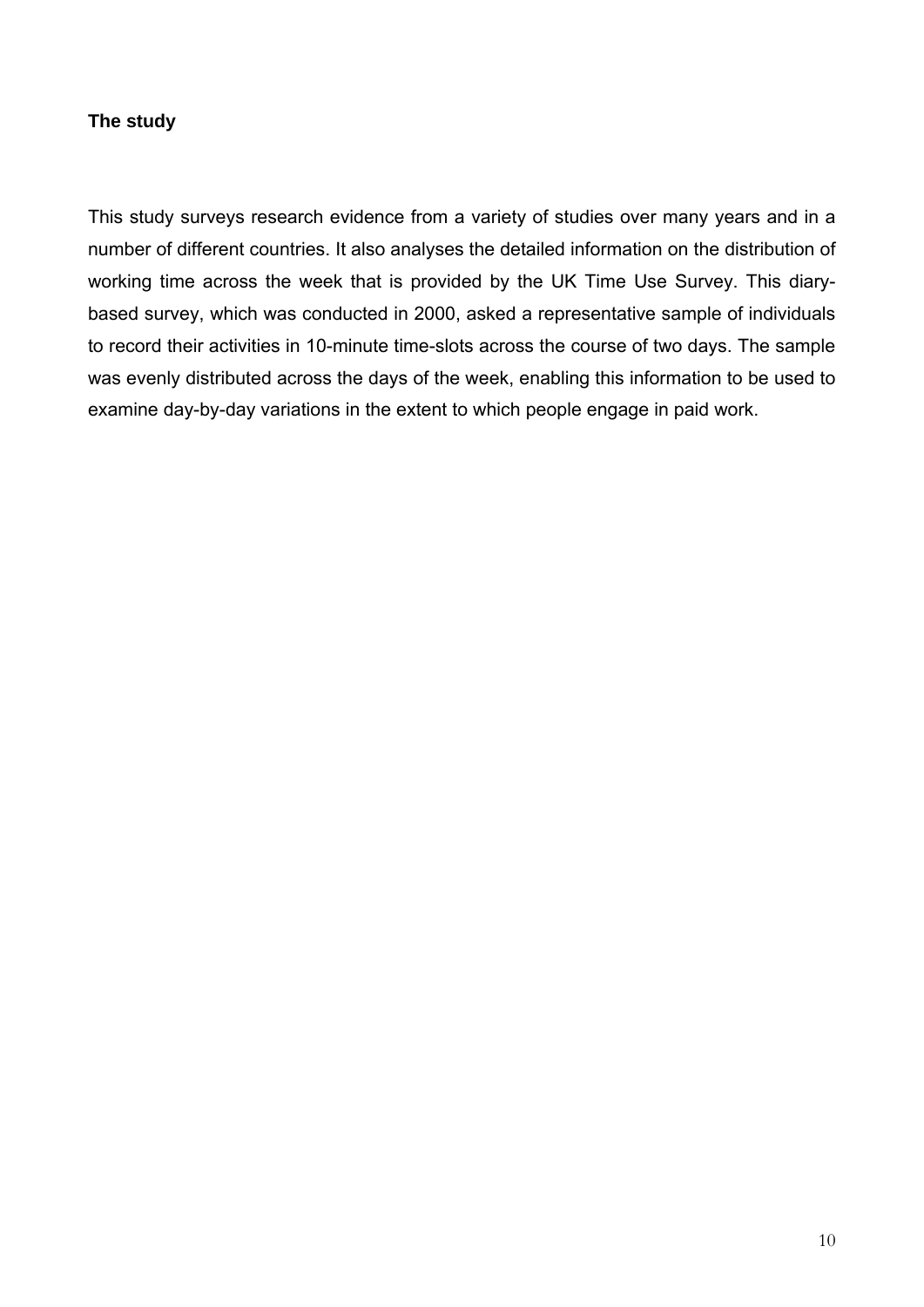**The study**

This study surveys research evidence from a variety of studies over many years and in a number of different countries. It also analyses the detailed information on the distribution of working time across the week that is provided by the UK Time Use Survey. This diary-based survey, which was conducted in 2000, asked a representative sample of individuals to record their activities in 10-minute time-slots across the course of two days. The sample was evenly distributed across the days of the week, enabling this information to be used to examine day-by-day variations in the extent to which people engage in paid work.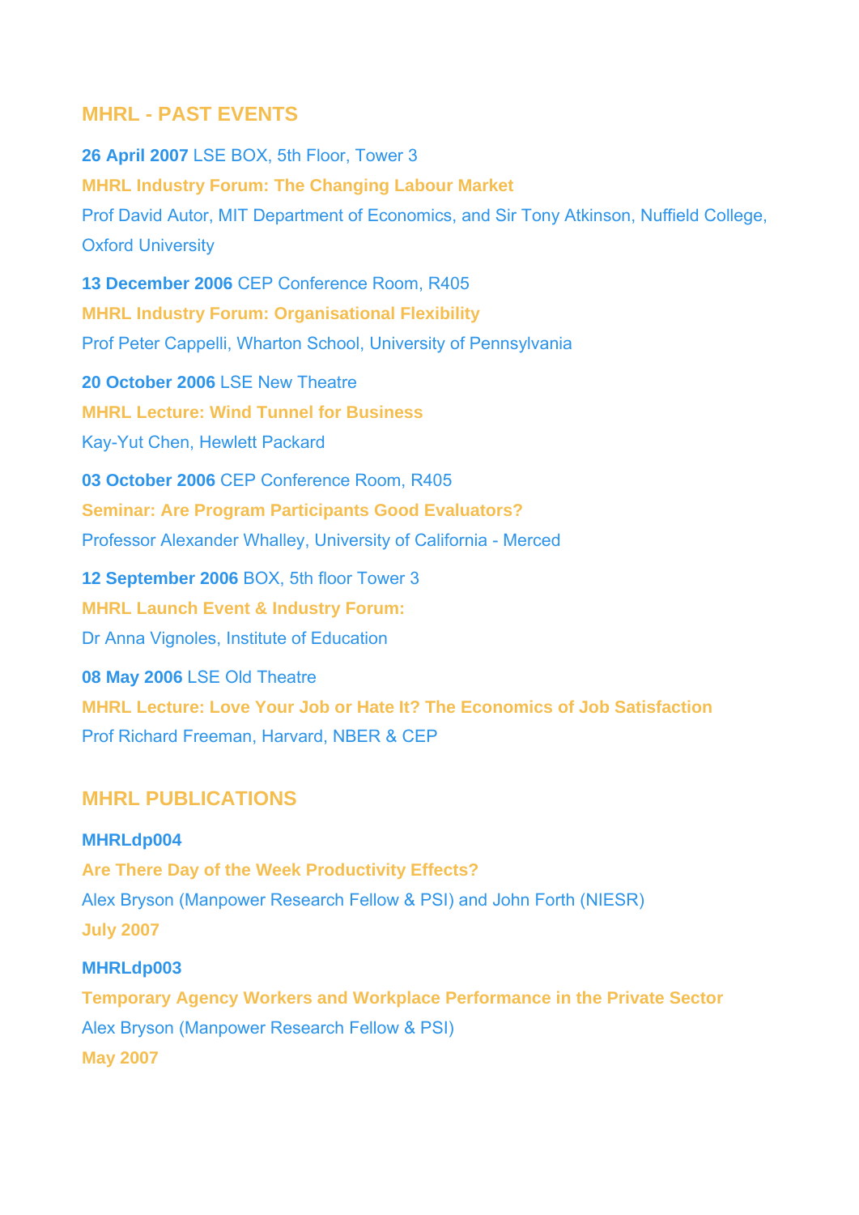## MHRL - PAST EVENTS

**26 April 2007** LSE BOX, 5th Floor, Tower 3

**MHRL Industry Forum: The Changing Labour Market**

Prof David Autor, MIT Department of Economics, and Sir Tony Atkinson, Nuffield College, Oxford University

**13 December 2006** CEP Conference Room, R405

**MHRL Industry Forum: Organisational Flexibility**

Prof Peter Cappelli, Wharton School, University of Pennsylvania

**20 October 2006** LSE New Theatre

**MHRL Lecture: Wind Tunnel for Business**

Kay-Yut Chen, Hewlett Packard

**03 October 2006** CEP Conference Room, R405

**Seminar: Are Program Participants Good Evaluators?**

Professor Alexander Whalley, University of California - Merced

**12 September 2006** BOX, 5th floor Tower 3

**MHRL Launch Event & Industry Forum:**

Dr Anna Vignoles, Institute of Education

**08 May 2006** LSE Old Theatre

**MHRL Lecture: Love Your Job or Hate It? The Economics of Job Satisfaction**

Prof Richard Freeman, Harvard, NBER & CEP

## MHRL PUBLICATIONS

**MHRLdp004**

**Are There Day of the Week Productivity Effects?**

Alex Bryson (Manpower Research Fellow & PSI) and John Forth (NIESR)

**July 2007**

**MHRLdp003**

**Temporary Agency Workers and Workplace Performance in the Private Sector**

Alex Bryson (Manpower Research Fellow & PSI)

**May 2007**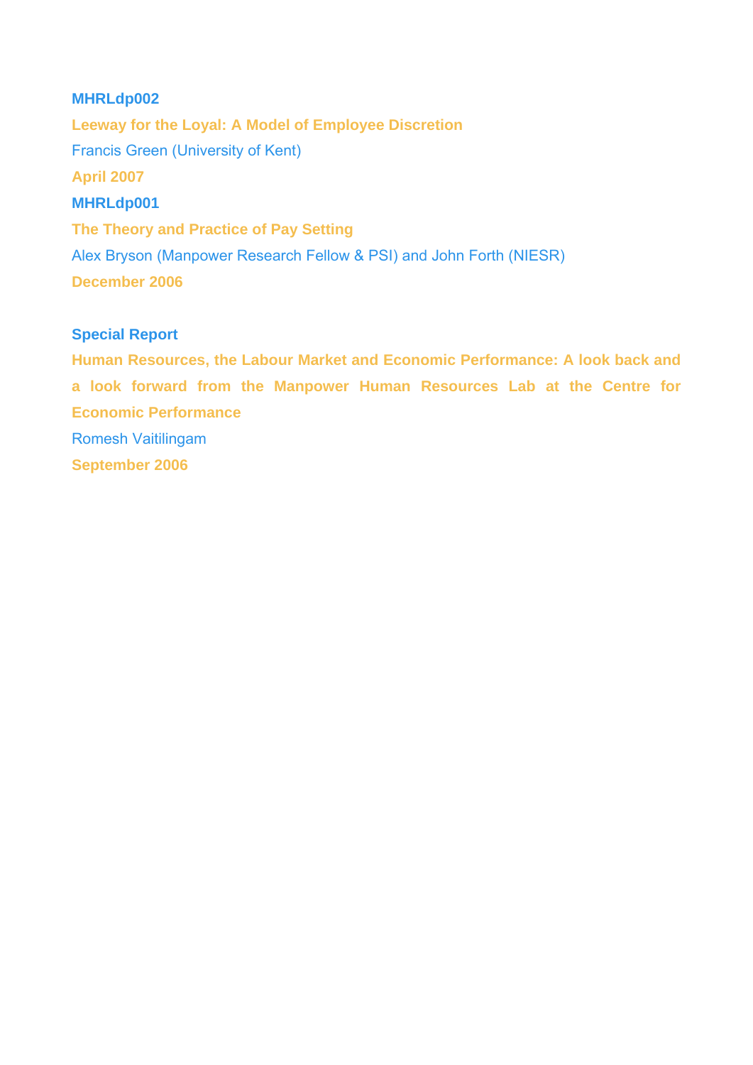**MHRLdp002**

**Leeway for the Loyal: A Model of Employee Discretion**

Francis Green (University of Kent)

**April 2007**

**MHRLdp001**

**The Theory and Practice of Pay Setting**

Alex Bryson (Manpower Research Fellow & PSI) and John Forth (NIESR)

**December 2006**

**Special Report**

**Human Resources, the Labour Market and Economic Performance: A look back and a look forward from the Manpower Human Resources Lab at the Centre for Economic Performance**

Romesh Vaitilingam

**September 2006**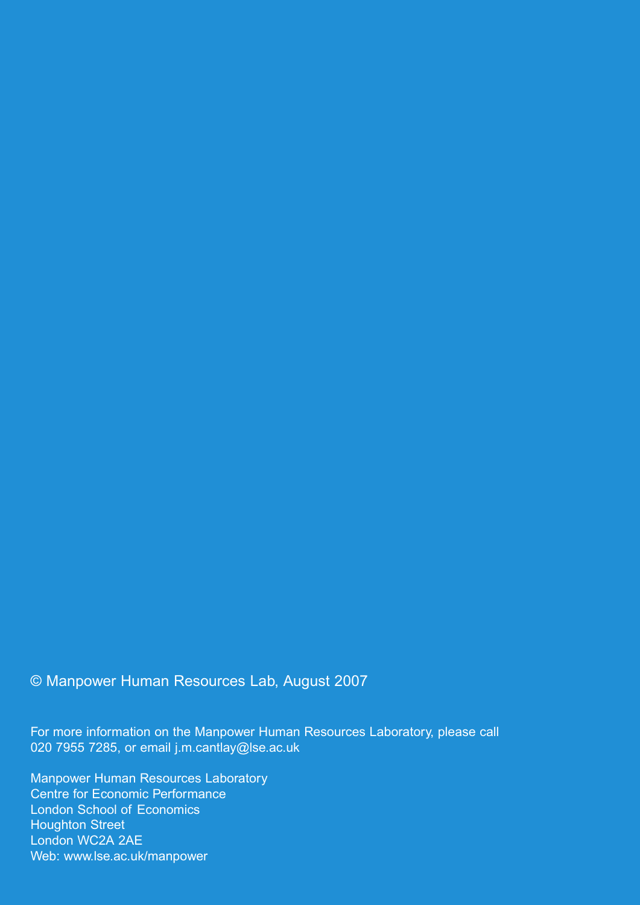© Manpower Human Resources Lab, August 2007

For more information on the Manpower Human Resources Laboratory, please call 020 7955 7285, or email j.m.cantlay@lse.ac.uk

Manpower Human Resources Laboratory  
Centre for Economic Performance  
London School of Economics  
Houghton Street  
London WC2A 2AE  
Web: www.lse.ac.uk/manpower